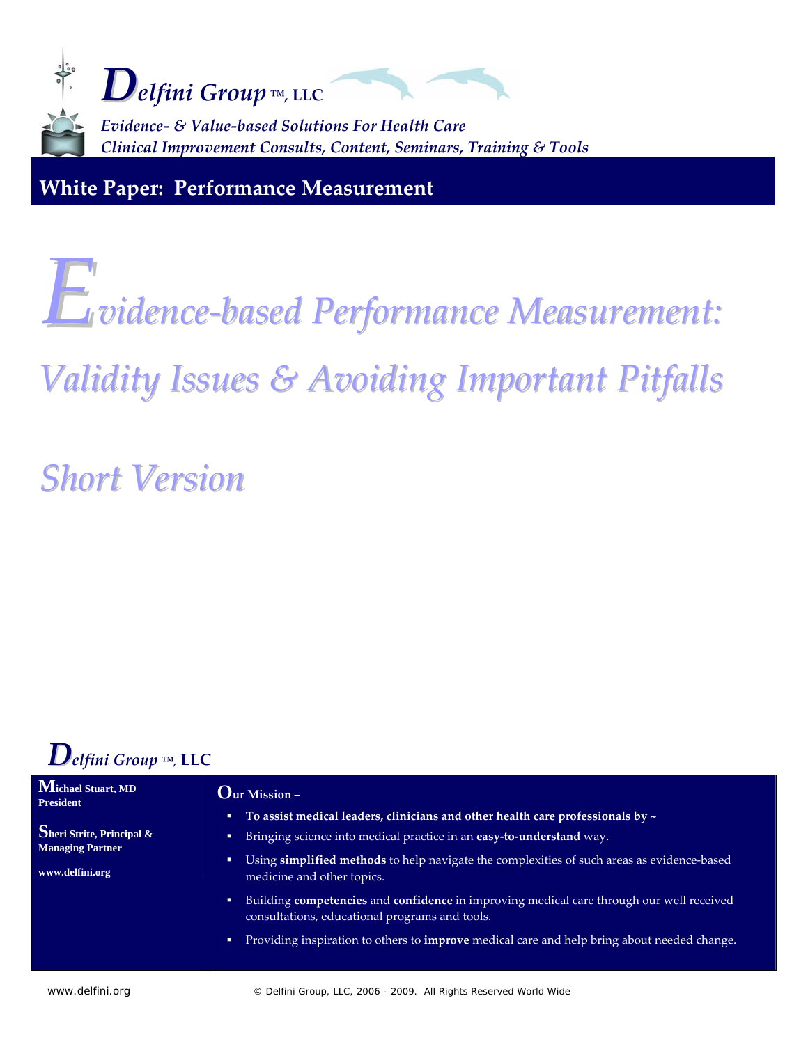# *Delfini Group* ™, LLC

*Evidence- & Value-based Solutions For Health Care*
*Clinical Improvement Consults, Content, Seminars, Training & Tools*

## White Paper: Performance Measurement

# *Evidence-based Performance Measurement: Validity Issues & Avoiding Important Pitfalls*

## *Short Version*

*Delfini Group* ™, LLC

**Michael Stuart, MD**
**President**

**Sheri Strite, Principal & Managing Partner**

**www.delfini.org**

**Our Mission –**

- **To assist medical leaders, clinicians and other health care professionals by ~**
- Bringing science into medical practice in an **easy-to-understand** way.
- Using **simplified methods** to help navigate the complexities of such areas as evidence-based medicine and other topics.
- Building **competencies** and **confidence** in improving medical care through our well received consultations, educational programs and tools.
- Providing inspiration to others to **improve** medical care and help bring about needed change.

© Delfini Group, LLC, 2006 - 2009. All Rights Reserved World Wide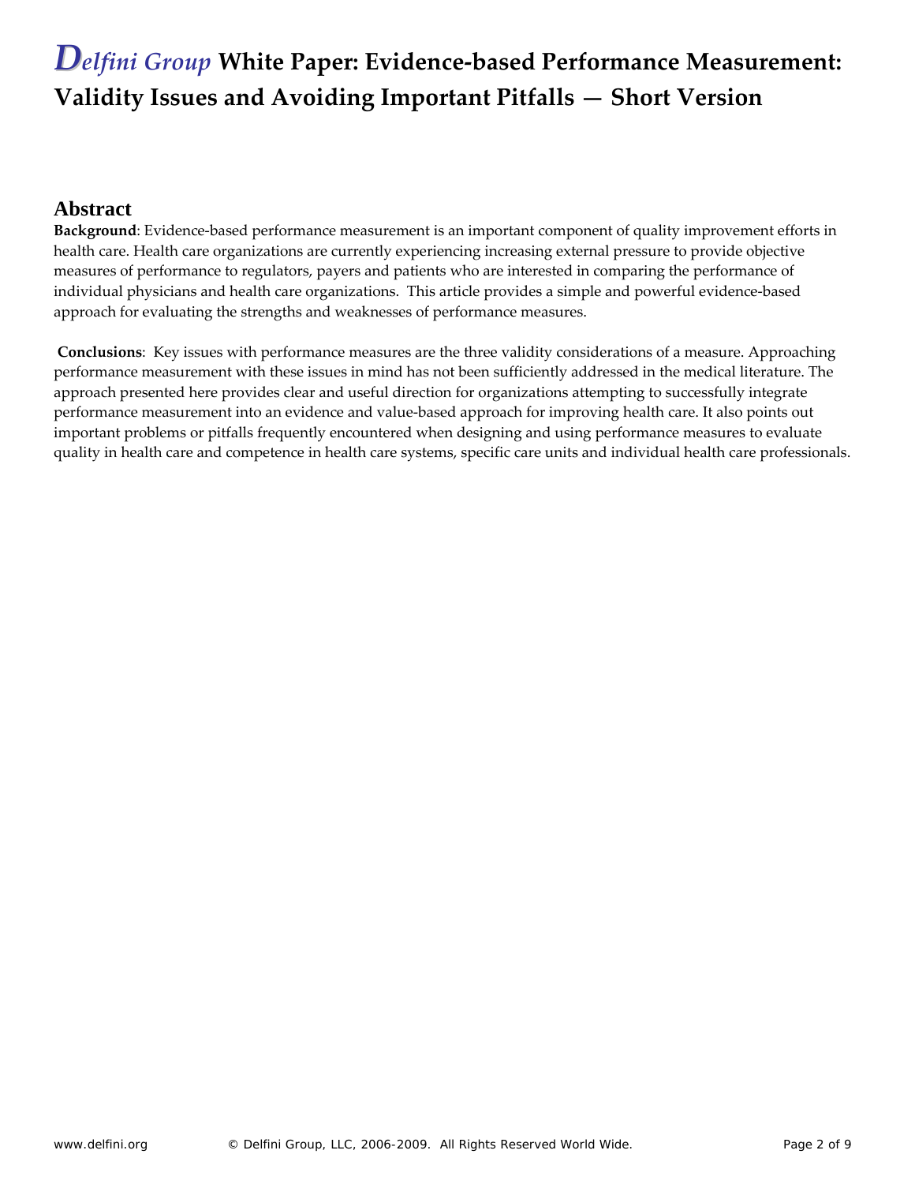# Delfini Group White Paper: Evidence-based Performance Measurement: Validity Issues and Avoiding Important Pitfalls — Short Version

## Abstract

**Background**: Evidence-based performance measurement is an important component of quality improvement efforts in health care. Health care organizations are currently experiencing increasing external pressure to provide objective measures of performance to regulators, payers and patients who are interested in comparing the performance of individual physicians and health care organizations. This article provides a simple and powerful evidence-based approach for evaluating the strengths and weaknesses of performance measures.

**Conclusions**: Key issues with performance measures are the three validity considerations of a measure. Approaching performance measurement with these issues in mind has not been sufficiently addressed in the medical literature. The approach presented here provides clear and useful direction for organizations attempting to successfully integrate performance measurement into an evidence and value-based approach for improving health care. It also points out important problems or pitfalls frequently encountered when designing and using performance measures to evaluate quality in health care and competence in health care systems, specific care units and individual health care professionals.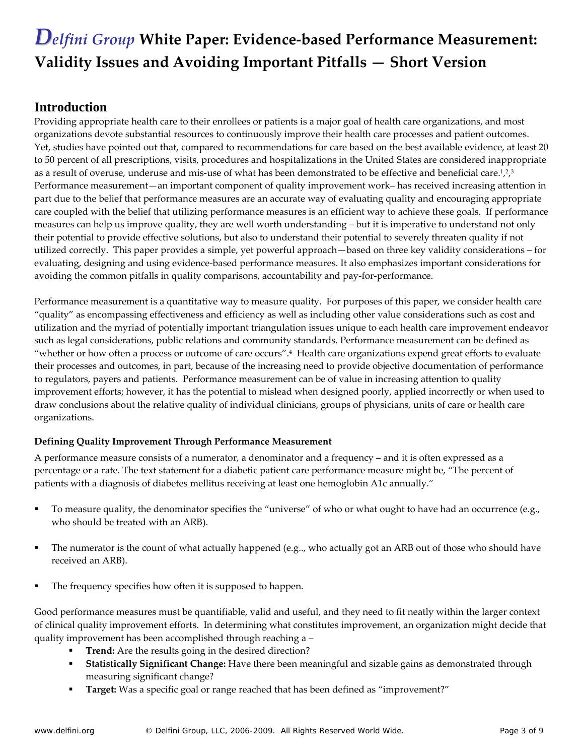# *Delfini Group* White Paper: Evidence-based Performance Measurement: Validity Issues and Avoiding Important Pitfalls — Short Version

## Introduction

Providing appropriate health care to their enrollees or patients is a major goal of health care organizations, and most organizations devote substantial resources to continuously improve their health care processes and patient outcomes. Yet, studies have pointed out that, compared to recommendations for care based on the best available evidence, at least 20 to 50 percent of all prescriptions, visits, procedures and hospitalizations in the United States are considered inappropriate as a result of overuse, underuse and mis-use of what has been demonstrated to be effective and beneficial care.[1,2,3] Performance measurement—an important component of quality improvement work– has received increasing attention in part due to the belief that performance measures are an accurate way of evaluating quality and encouraging appropriate care coupled with the belief that utilizing performance measures is an efficient way to achieve these goals. If performance measures can help us improve quality, they are well worth understanding – but it is imperative to understand not only their potential to provide effective solutions, but also to understand their potential to severely threaten quality if not utilized correctly. This paper provides a simple, yet powerful approach—based on three key validity considerations – for evaluating, designing and using evidence-based performance measures. It also emphasizes important considerations for avoiding the common pitfalls in quality comparisons, accountability and pay-for-performance.

Performance measurement is a quantitative way to measure quality. For purposes of this paper, we consider health care "quality" as encompassing effectiveness and efficiency as well as including other value considerations such as cost and utilization and the myriad of potentially important triangulation issues unique to each health care improvement endeavor such as legal considerations, public relations and community standards. Performance measurement can be defined as "whether or how often a process or outcome of care occurs".[4] Health care organizations expend great efforts to evaluate their processes and outcomes, in part, because of the increasing need to provide objective documentation of performance to regulators, payers and patients. Performance measurement can be of value in increasing attention to quality improvement efforts; however, it has the potential to mislead when designed poorly, applied incorrectly or when used to draw conclusions about the relative quality of individual clinicians, groups of physicians, units of care or health care organizations.

### Defining Quality Improvement Through Performance Measurement

A performance measure consists of a numerator, a denominator and a frequency – and it is often expressed as a percentage or a rate. The text statement for a diabetic patient care performance measure might be, "The percent of patients with a diagnosis of diabetes mellitus receiving at least one hemoglobin A1c annually."

- To measure quality, the denominator specifies the "universe" of who or what ought to have had an occurrence (e.g., who should be treated with an ARB).
- The numerator is the count of what actually happened (e.g.., who actually got an ARB out of those who should have received an ARB).
- The frequency specifies how often it is supposed to happen.

Good performance measures must be quantifiable, valid and useful, and they need to fit neatly within the larger context of clinical quality improvement efforts. In determining what constitutes improvement, an organization might decide that quality improvement has been accomplished through reaching a –

- **Trend:** Are the results going in the desired direction?
- **Statistically Significant Change:** Have there been meaningful and sizable gains as demonstrated through measuring significant change?
- **Target:** Was a specific goal or range reached that has been defined as "improvement?"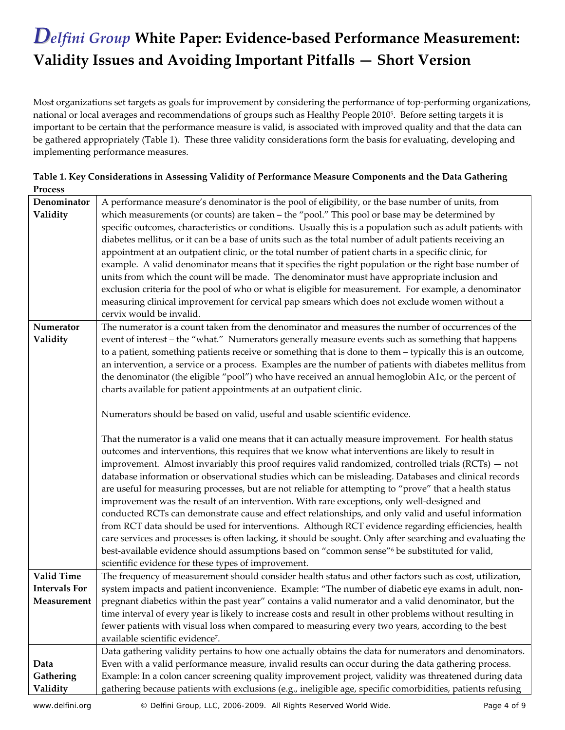# *Delfini Group* White Paper: Evidence-based Performance Measurement: Validity Issues and Avoiding Important Pitfalls — Short Version

Most organizations set targets as goals for improvement by considering the performance of top-performing organizations, national or local averages and recommendations of groups such as Healthy People 2010[5]. Before setting targets it is important to be certain that the performance measure is valid, is associated with improved quality and that the data can be gathered appropriately (Table 1). These three validity considerations form the basis for evaluating, developing and implementing performance measures.

**Table 1. Key Considerations in Assessing Validity of Performance Measure Components and the Data Gathering Process**

| | |
|---|---|
| **Denominator Validity** | A performance measure's denominator is the pool of eligibility, or the base number of units, from which measurements (or counts) are taken – the "pool." This pool or base may be determined by specific outcomes, characteristics or conditions. Usually this is a population such as adult patients with diabetes mellitus, or it can be a base of units such as the total number of adult patients receiving an appointment at an outpatient clinic, or the total number of patient charts in a specific clinic, for example. A valid denominator means that it specifies the right population or the right base number of units from which the count will be made. The denominator must have appropriate inclusion and exclusion criteria for the pool of who or what is eligible for measurement. For example, a denominator measuring clinical improvement for cervical pap smears which does not exclude women without a cervix would be invalid. |
| **Numerator Validity** | The numerator is a count taken from the denominator and measures the number of occurrences of the event of interest – the "what." Numerators generally measure events such as something that happens to a patient, something patients receive or something that is done to them – typically this is an outcome, an intervention, a service or a process. Examples are the number of patients with diabetes mellitus from the denominator (the eligible "pool") who have received an annual hemoglobin A1c, or the percent of charts available for patient appointments at an outpatient clinic.<br><br>Numerators should be based on valid, useful and usable scientific evidence.<br><br>That the numerator is a valid one means that it can actually measure improvement. For health status outcomes and interventions, this requires that we know what interventions are likely to result in improvement. Almost invariably this proof requires valid randomized, controlled trials (RCTs) — not database information or observational studies which can be misleading. Databases and clinical records are useful for measuring processes, but are not reliable for attempting to "prove" that a health status improvement was the result of an intervention. With rare exceptions, only well-designed and conducted RCTs can demonstrate cause and effect relationships, and only valid and useful information from RCT data should be used for interventions. Although RCT evidence regarding efficiencies, health care services and processes is often lacking, it should be sought. Only after searching and evaluating the best-available evidence should assumptions based on "common sense"[6] be substituted for valid, scientific evidence for these types of improvement. |
| **Valid Time Intervals For Measurement** | The frequency of measurement should consider health status and other factors such as cost, utilization, system impacts and patient inconvenience. Example: "The number of diabetic eye exams in adult, non-pregnant diabetics within the past year" contains a valid numerator and a valid denominator, but the time interval of every year is likely to increase costs and result in other problems without resulting in fewer patients with visual loss when compared to measuring every two years, according to the best available scientific evidence[7]. |
| **Data Gathering Validity** | Data gathering validity pertains to how one actually obtains the data for numerators and denominators. Even with a valid performance measure, invalid results can occur during the data gathering process. Example: In a colon cancer screening quality improvement project, validity was threatened during data gathering because patients with exclusions (e.g., ineligible age, specific comorbidities, patients refusing |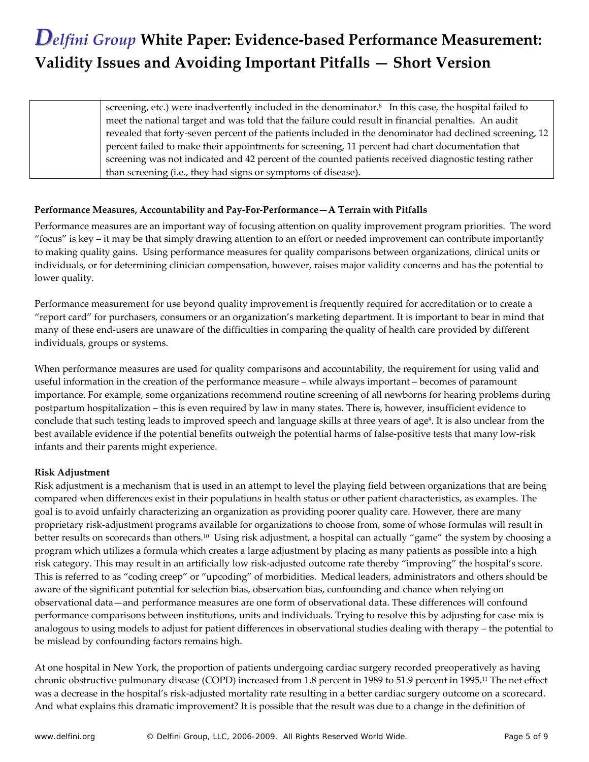| | screening, etc.) were inadvertently included in the denominator.[8] In this case, the hospital failed to meet the national target and was told that the failure could result in financial penalties. An audit revealed that forty-seven percent of the patients included in the denominator had declined screening, 12 percent failed to make their appointments for screening, 11 percent had chart documentation that screening was not indicated and 42 percent of the counted patients received diagnostic testing rather than screening (i.e., they had signs or symptoms of disease). |
|---|---|

**Performance Measures, Accountability and Pay-For-Performance—A Terrain with Pitfalls**

Performance measures are an important way of focusing attention on quality improvement program priorities. The word "focus" is key – it may be that simply drawing attention to an effort or needed improvement can contribute importantly to making quality gains. Using performance measures for quality comparisons between organizations, clinical units or individuals, or for determining clinician compensation, however, raises major validity concerns and has the potential to lower quality.

Performance measurement for use beyond quality improvement is frequently required for accreditation or to create a "report card" for purchasers, consumers or an organization's marketing department. It is important to bear in mind that many of these end-users are unaware of the difficulties in comparing the quality of health care provided by different individuals, groups or systems.

When performance measures are used for quality comparisons and accountability, the requirement for using valid and useful information in the creation of the performance measure – while always important – becomes of paramount importance. For example, some organizations recommend routine screening of all newborns for hearing problems during postpartum hospitalization – this is even required by law in many states. There is, however, insufficient evidence to conclude that such testing leads to improved speech and language skills at three years of age[9]. It is also unclear from the best available evidence if the potential benefits outweigh the potential harms of false-positive tests that many low-risk infants and their parents might experience.

**Risk Adjustment**

Risk adjustment is a mechanism that is used in an attempt to level the playing field between organizations that are being compared when differences exist in their populations in health status or other patient characteristics, as examples. The goal is to avoid unfairly characterizing an organization as providing poorer quality care. However, there are many proprietary risk-adjustment programs available for organizations to choose from, some of whose formulas will result in better results on scorecards than others.[10] Using risk adjustment, a hospital can actually "game" the system by choosing a program which utilizes a formula which creates a large adjustment by placing as many patients as possible into a high risk category. This may result in an artificially low risk-adjusted outcome rate thereby "improving" the hospital's score. This is referred to as "coding creep" or "upcoding" of morbidities. Medical leaders, administrators and others should be aware of the significant potential for selection bias, observation bias, confounding and chance when relying on observational data—and performance measures are one form of observational data. These differences will confound performance comparisons between institutions, units and individuals. Trying to resolve this by adjusting for case mix is analogous to using models to adjust for patient differences in observational studies dealing with therapy – the potential to be mislead by confounding factors remains high.

At one hospital in New York, the proportion of patients undergoing cardiac surgery recorded preoperatively as having chronic obstructive pulmonary disease (COPD) increased from 1.8 percent in 1989 to 51.9 percent in 1995.[11] The net effect was a decrease in the hospital's risk-adjusted mortality rate resulting in a better cardiac surgery outcome on a scorecard. And what explains this dramatic improvement? It is possible that the result was due to a change in the definition of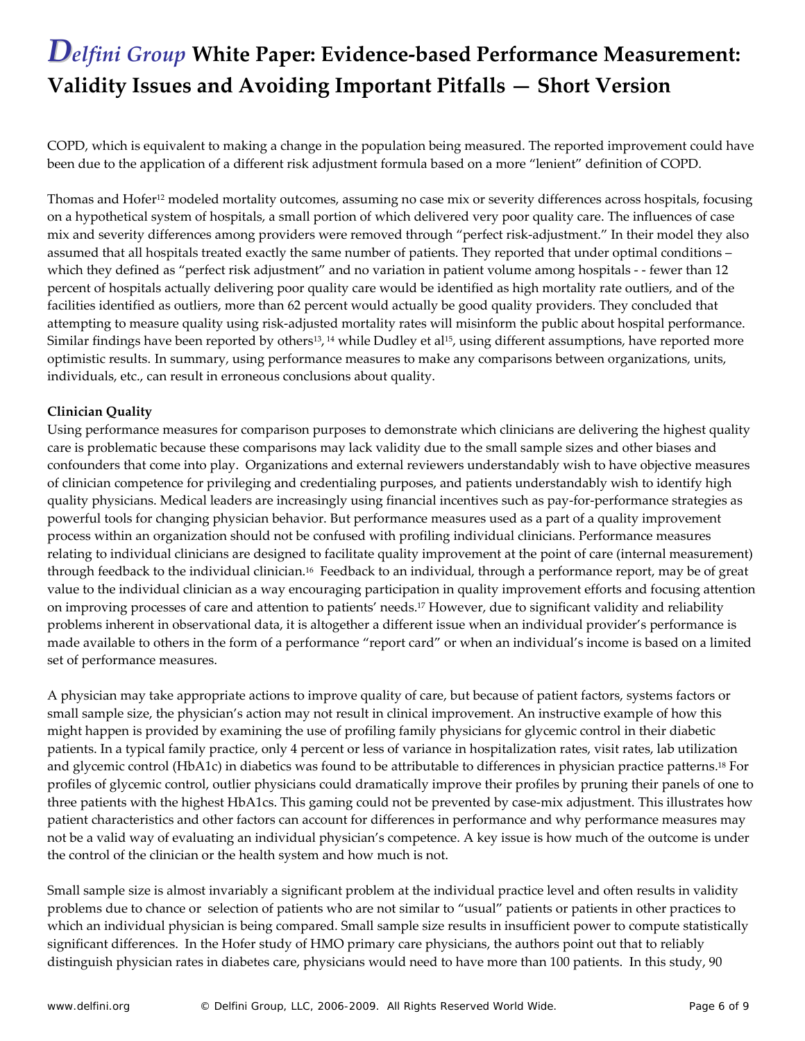COPD, which is equivalent to making a change in the population being measured. The reported improvement could have been due to the application of a different risk adjustment formula based on a more "lenient" definition of COPD.

Thomas and Hofer[12] modeled mortality outcomes, assuming no case mix or severity differences across hospitals, focusing on a hypothetical system of hospitals, a small portion of which delivered very poor quality care. The influences of case mix and severity differences among providers were removed through "perfect risk-adjustment." In their model they also assumed that all hospitals treated exactly the same number of patients. They reported that under optimal conditions – which they defined as "perfect risk adjustment" and no variation in patient volume among hospitals - - fewer than 12 percent of hospitals actually delivering poor quality care would be identified as high mortality rate outliers, and of the facilities identified as outliers, more than 62 percent would actually be good quality providers. They concluded that attempting to measure quality using risk-adjusted mortality rates will misinform the public about hospital performance. Similar findings have been reported by others[13, 14] while Dudley et al[15], using different assumptions, have reported more optimistic results. In summary, using performance measures to make any comparisons between organizations, units, individuals, etc., can result in erroneous conclusions about quality.

**Clinician Quality**

Using performance measures for comparison purposes to demonstrate which clinicians are delivering the highest quality care is problematic because these comparisons may lack validity due to the small sample sizes and other biases and confounders that come into play. Organizations and external reviewers understandably wish to have objective measures of clinician competence for privileging and credentialing purposes, and patients understandably wish to identify high quality physicians. Medical leaders are increasingly using financial incentives such as pay-for-performance strategies as powerful tools for changing physician behavior. But performance measures used as a part of a quality improvement process within an organization should not be confused with profiling individual clinicians. Performance measures relating to individual clinicians are designed to facilitate quality improvement at the point of care (internal measurement) through feedback to the individual clinician.[16] Feedback to an individual, through a performance report, may be of great value to the individual clinician as a way encouraging participation in quality improvement efforts and focusing attention on improving processes of care and attention to patients' needs.[17] However, due to significant validity and reliability problems inherent in observational data, it is altogether a different issue when an individual provider's performance is made available to others in the form of a performance "report card" or when an individual's income is based on a limited set of performance measures.

A physician may take appropriate actions to improve quality of care, but because of patient factors, systems factors or small sample size, the physician's action may not result in clinical improvement. An instructive example of how this might happen is provided by examining the use of profiling family physicians for glycemic control in their diabetic patients. In a typical family practice, only 4 percent or less of variance in hospitalization rates, visit rates, lab utilization and glycemic control (HbA1c) in diabetics was found to be attributable to differences in physician practice patterns.[18] For profiles of glycemic control, outlier physicians could dramatically improve their profiles by pruning their panels of one to three patients with the highest HbA1cs. This gaming could not be prevented by case-mix adjustment. This illustrates how patient characteristics and other factors can account for differences in performance and why performance measures may not be a valid way of evaluating an individual physician's competence. A key issue is how much of the outcome is under the control of the clinician or the health system and how much is not.

Small sample size is almost invariably a significant problem at the individual practice level and often results in validity problems due to chance or selection of patients who are not similar to "usual" patients or patients in other practices to which an individual physician is being compared. Small sample size results in insufficient power to compute statistically significant differences. In the Hofer study of HMO primary care physicians, the authors point out that to reliably distinguish physician rates in diabetes care, physicians would need to have more than 100 patients. In this study, 90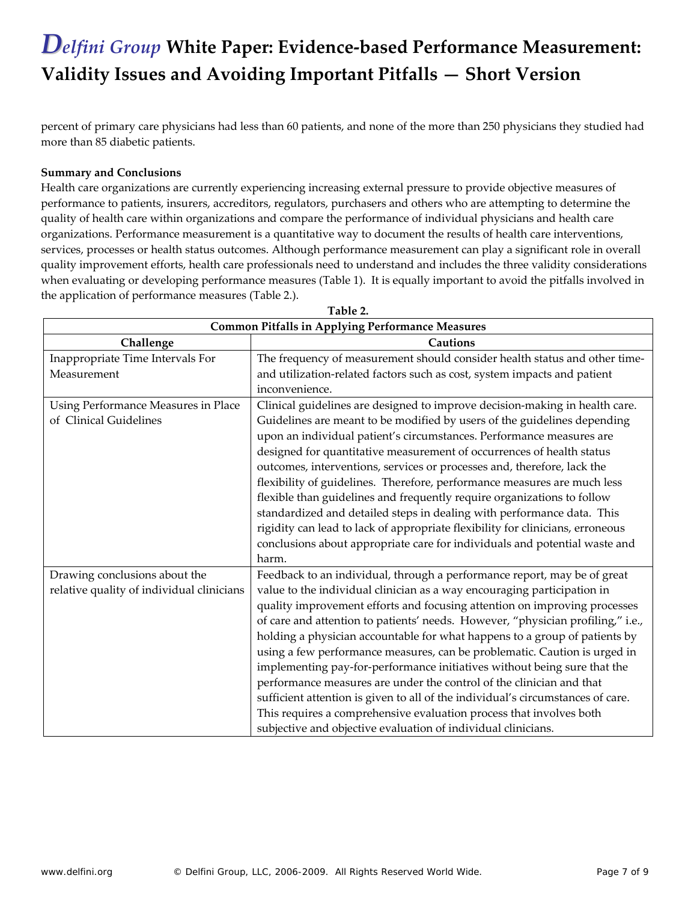percent of primary care physicians had less than 60 patients, and none of the more than 250 physicians they studied had more than 85 diabetic patients.

**Summary and Conclusions**

Health care organizations are currently experiencing increasing external pressure to provide objective measures of performance to patients, insurers, accreditors, regulators, purchasers and others who are attempting to determine the quality of health care within organizations and compare the performance of individual physicians and health care organizations. Performance measurement is a quantitative way to document the results of health care interventions, services, processes or health status outcomes. Although performance measurement can play a significant role in overall quality improvement efforts, health care professionals need to understand and includes the three validity considerations when evaluating or developing performance measures (Table 1). It is equally important to avoid the pitfalls involved in the application of performance measures (Table 2.).

**Table 2.**

**Common Pitfalls in Applying Performance Measures**

| Challenge | Cautions |
|---|---|
| Inappropriate Time Intervals For Measurement | The frequency of measurement should consider health status and other time- and utilization-related factors such as cost, system impacts and patient inconvenience. |
| Using Performance Measures in Place of Clinical Guidelines | Clinical guidelines are designed to improve decision-making in health care. Guidelines are meant to be modified by users of the guidelines depending upon an individual patient's circumstances. Performance measures are designed for quantitative measurement of occurrences of health status outcomes, interventions, services or processes and, therefore, lack the flexibility of guidelines. Therefore, performance measures are much less flexible than guidelines and frequently require organizations to follow standardized and detailed steps in dealing with performance data. This rigidity can lead to lack of appropriate flexibility for clinicians, erroneous conclusions about appropriate care for individuals and potential waste and harm. |
| Drawing conclusions about the relative quality of individual clinicians | Feedback to an individual, through a performance report, may be of great value to the individual clinician as a way encouraging participation in quality improvement efforts and focusing attention on improving processes of care and attention to patients' needs. However, "physician profiling," i.e., holding a physician accountable for what happens to a group of patients by using a few performance measures, can be problematic. Caution is urged in implementing pay-for-performance initiatives without being sure that the performance measures are under the control of the clinician and that sufficient attention is given to all of the individual's circumstances of care. This requires a comprehensive evaluation process that involves both subjective and objective evaluation of individual clinicians. |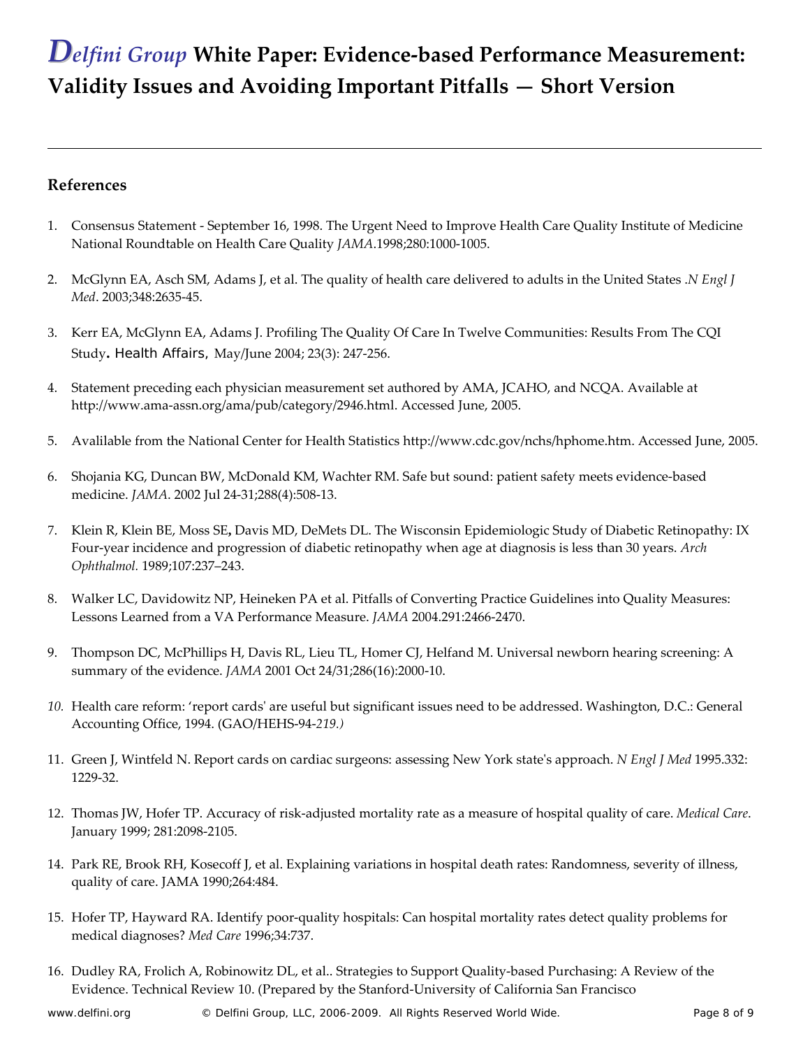## References

1. Consensus Statement - September 16, 1998. The Urgent Need to Improve Health Care Quality Institute of Medicine National Roundtable on Health Care Quality *JAMA*.1998;280:1000-1005.

2. McGlynn EA, Asch SM, Adams J, et al. The quality of health care delivered to adults in the United States .*N Engl J Med*. 2003;348:2635-45.

3. Kerr EA, McGlynn EA, Adams J. Profiling The Quality Of Care In Twelve Communities: Results From The CQI Study. Health Affairs, May/June 2004; 23(3): 247-256.

4. Statement preceding each physician measurement set authored by AMA, JCAHO, and NCQA. Available at http://www.ama-assn.org/ama/pub/category/2946.html. Accessed June, 2005.

5. Avalilable from the National Center for Health Statistics http://www.cdc.gov/nchs/hphome.htm. Accessed June, 2005.

6. Shojania KG, Duncan BW, McDonald KM, Wachter RM. Safe but sound: patient safety meets evidence-based medicine. *JAMA*. 2002 Jul 24-31;288(4):508-13.

7. Klein R, Klein BE, Moss SE, Davis MD, DeMets DL. The Wisconsin Epidemiologic Study of Diabetic Retinopathy: IX Four-year incidence and progression of diabetic retinopathy when age at diagnosis is less than 30 years. *Arch Ophthalmol.* 1989;107:237–243.

8. Walker LC, Davidowitz NP, Heineken PA et al. Pitfalls of Converting Practice Guidelines into Quality Measures: Lessons Learned from a VA Performance Measure. *JAMA* 2004.291:2466-2470.

9. Thompson DC, McPhillips H, Davis RL, Lieu TL, Homer CJ, Helfand M. Universal newborn hearing screening: A summary of the evidence. *JAMA* 2001 Oct 24/31;286(16):2000-10.

10. Health care reform: 'report cards' are useful but significant issues need to be addressed. Washington, D.C.: General Accounting Office, 1994. (GAO/HEHS-94-*219.)*

11. Green J, Wintfeld N. Report cards on cardiac surgeons: assessing New York state's approach. *N Engl J Med* 1995.332: 1229-32.

12. Thomas JW, Hofer TP. Accuracy of risk-adjusted mortality rate as a measure of hospital quality of care. *Medical Care*. January 1999; 281:2098-2105.

14. Park RE, Brook RH, Kosecoff J, et al. Explaining variations in hospital death rates: Randomness, severity of illness, quality of care. JAMA 1990;264:484.

15. Hofer TP, Hayward RA. Identify poor-quality hospitals: Can hospital mortality rates detect quality problems for medical diagnoses? *Med Care* 1996;34:737.

16. Dudley RA, Frolich A, Robinowitz DL, et al.. Strategies to Support Quality-based Purchasing: A Review of the Evidence. Technical Review 10. (Prepared by the Stanford-University of California San Francisco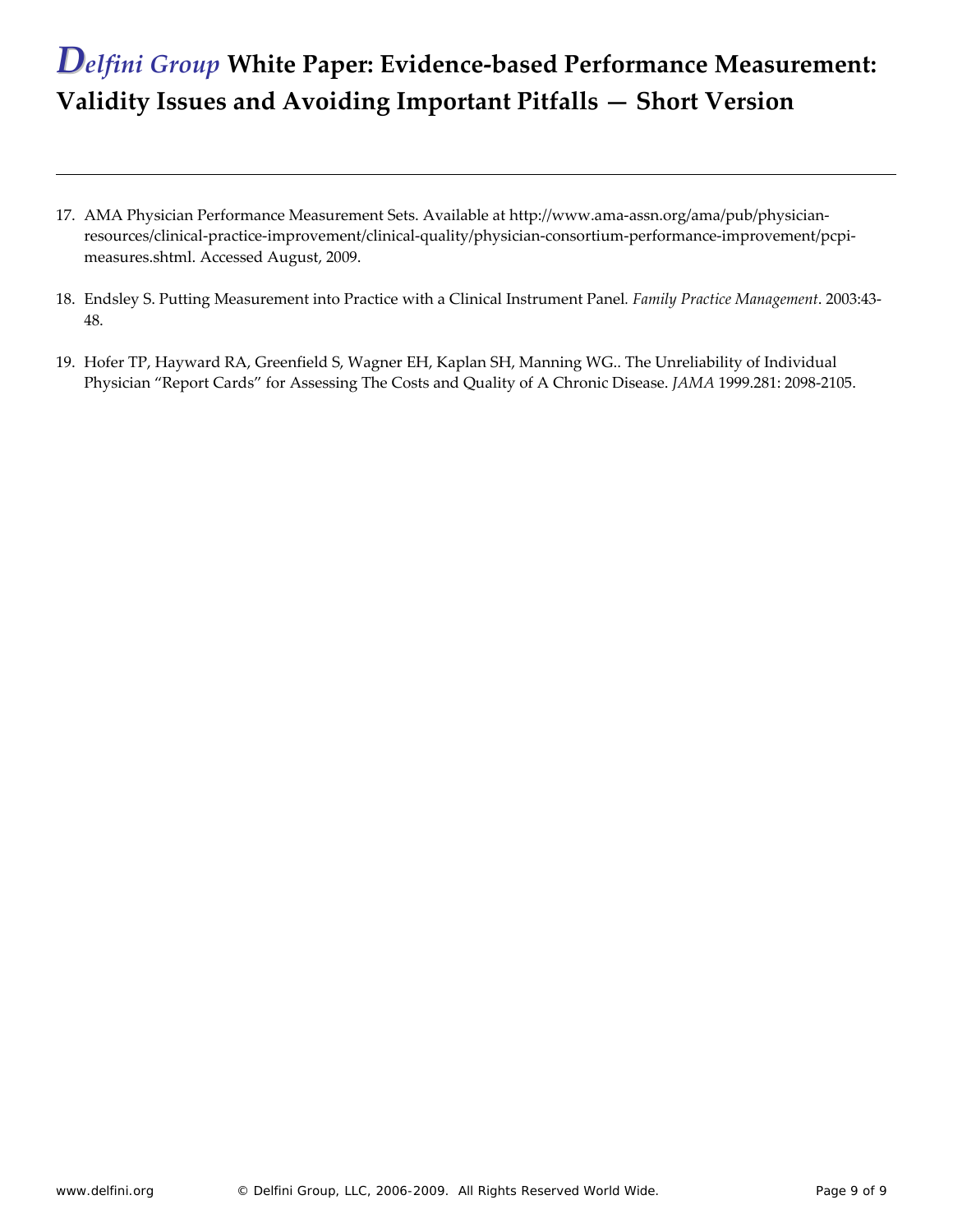17. AMA Physician Performance Measurement Sets. Available at http://www.ama-assn.org/ama/pub/physician-resources/clinical-practice-improvement/clinical-quality/physician-consortium-performance-improvement/pcpi-measures.shtml. Accessed August, 2009.

18. Endsley S. Putting Measurement into Practice with a Clinical Instrument Panel. *Family Practice Management*. 2003:43-48.

19. Hofer TP, Hayward RA, Greenfield S, Wagner EH, Kaplan SH, Manning WG.. The Unreliability of Individual Physician "Report Cards" for Assessing The Costs and Quality of A Chronic Disease. *JAMA* 1999.281: 2098-2105.